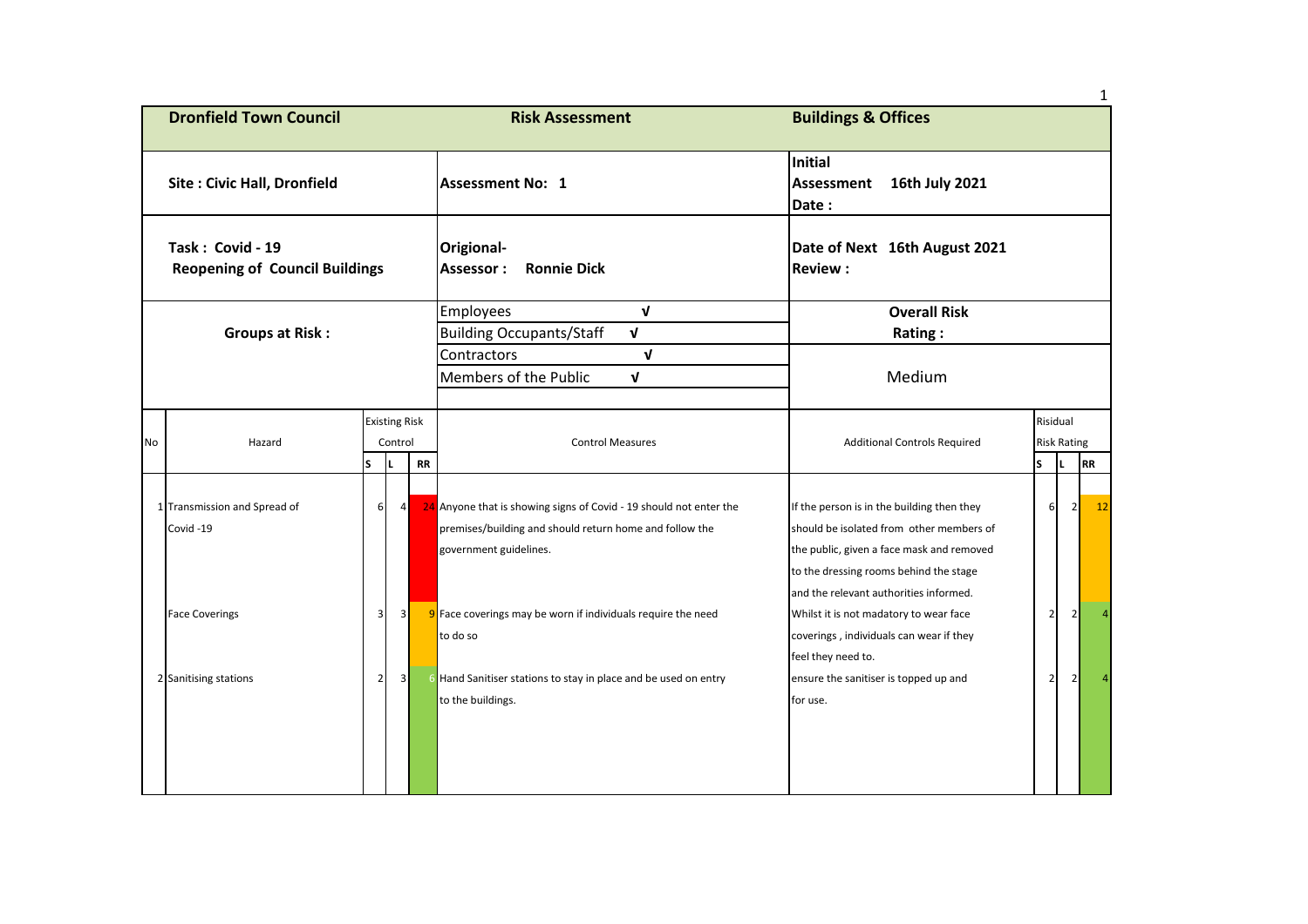| **Dronfield Town Council** | **Risk Assessment** | **Buildings & Offices** |
|---|---|---|
| **Site : Civic Hall, Dronfield** | **Assessment No: 1** | **Initial Assessment Date : 16th July 2021** |
| **Task : Covid - 19 Reopening of Council Buildings** | **Origional- Assessor : Ronnie Dick** | **Date of Next Review : 16th August 2021** |
| **Groups at Risk :** | Employees √ | **Overall Risk Rating :** |
| | Building Occupants/Staff √ | |
| | Contractors √ | Medium |
| | Members of the Public √ | |

| No | Hazard | Existing Risk Control | | | Control Measures | Additional Controls Required | Risidual Risk Rating | | |
|---|---|---|---|---|---|---|---|---|---|
| | | S | L | RR | | | S | L | RR |
| 1 | Transmission and Spread of Covid -19 | 6 | 4 | 24 | Anyone that is showing signs of Covid - 19 should not enter the premises/building and should return home and follow the government guidelines. | If the person is in the building then they should be isolated from other members of the public, given a face mask and removed to the dressing rooms behind the stage and the relevant authorities informed. | 6 | 2 | 12 |
| | Face Coverings | 3 | 3 | 9 | Face coverings may be worn if individuals require the need to do so | Whilst it is not madatory to wear face coverings , individuals can wear if they feel they need to. | 2 | 2 | 4 |
| 2 | Sanitising stations | 2 | 3 | 6 | Hand Sanitiser stations to stay in place and be used on entry to the buildings. | ensure the sanitiser is topped up and for use. | 2 | 2 | 4 |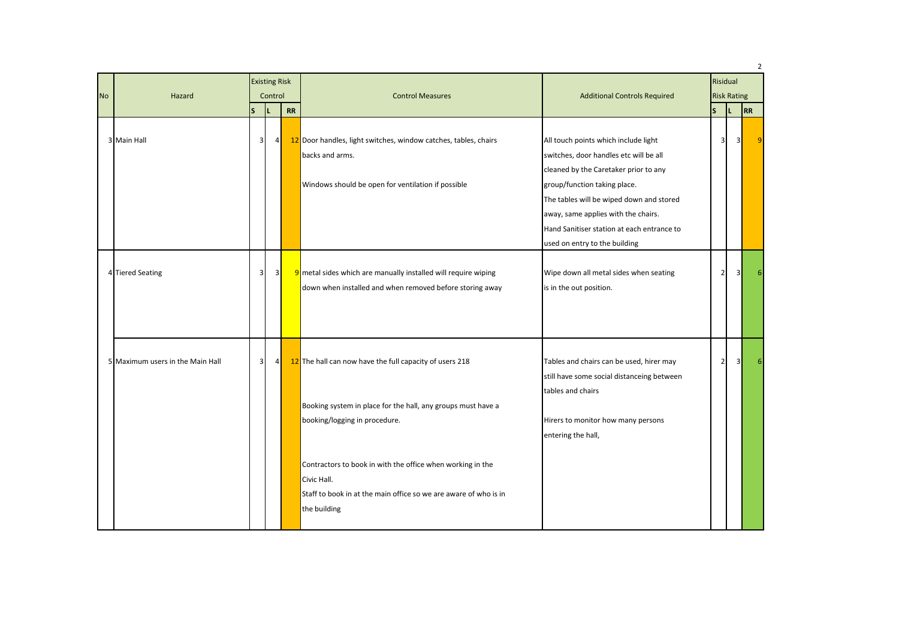| No | Hazard | Existing Risk Control | | | Control Measures | Additional Controls Required | Risidual Risk Rating | | |
|---|---|---|---|---|---|---|---|---|---|
| | | S | L | RR | | | S | L | RR |
| 3 | Main Hall | 3 | 4 | 12 | Door handles, light switches, window catches, tables, chairs backs and arms.<br><br>Windows should be open for ventilation if possible | All touch points which include light switches, door handles etc will be all cleaned by the Caretaker prior to any group/function taking place.<br>The tables will be wiped down and stored away, same applies with the chairs.<br>Hand Sanitiser station at each entrance to used on entry to the building | 3 | 3 | 9 |
| 4 | Tiered Seating | 3 | 3 | 9 | metal sides which are manually installed will require wiping down when installed and when removed before storing away | Wipe down all metal sides when seating is in the out position. | 2 | 3 | 6 |
| 5 | Maximum users in the Main Hall | 3 | 4 | 12 | The hall can now have the full capacity of users 218<br><br>Booking system in place for the hall, any groups must have a booking/logging in procedure.<br><br>Contractors to book in with the office when working in the Civic Hall.<br>Staff to book in at the main office so we are aware of who is in the building | Tables and chairs can be used, hirer may still have some social distanceing between tables and chairs<br><br>Hirers to monitor how many persons entering the hall, | 2 | 3 | 6 |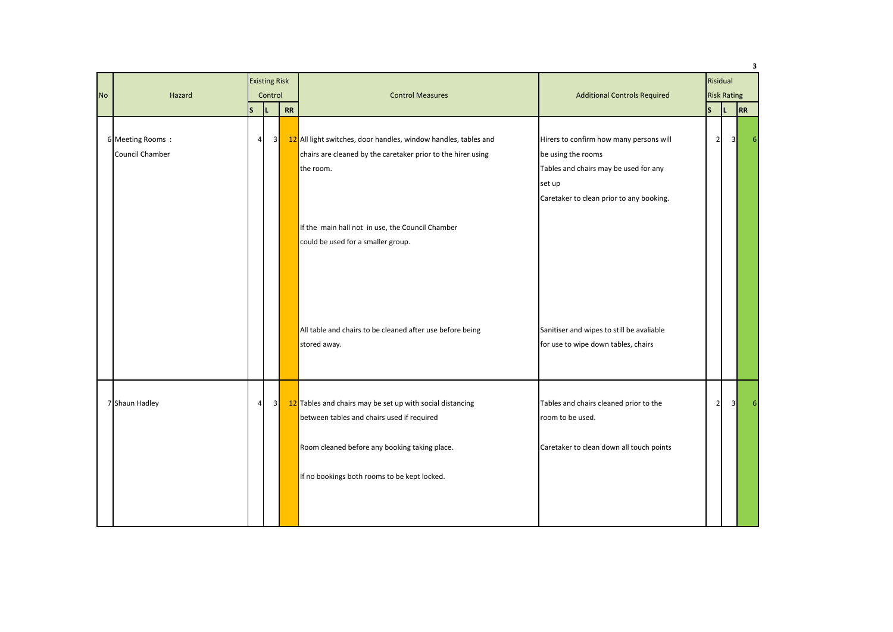| No | Hazard | Existing Risk Control | | | Control Measures | Additional Controls Required | Risidual Risk Rating | | |
|---|---|---|---|---|---|---|---|---|---|
| | | S | L | RR | | | S | L | RR |
| 6 | Meeting Rooms : Council Chamber | 4 | 3 | 12 | All light switches, door handles, window handles, tables and chairs are cleaned by the caretaker prior to the hirer using the room.<br><br>If the main hall not in use, the Council Chamber could be used for a smaller group.<br><br>All table and chairs to be cleaned after use before being stored away. | Hirers to confirm how many persons will be using the rooms<br>Tables and chairs may be used for any set up<br>Caretaker to clean prior to any booking.<br><br>Sanitiser and wipes to still be avaliable for use to wipe down tables, chairs | 2 | 3 | 6 |
| 7 | Shaun Hadley | 4 | 3 | 12 | Tables and chairs may be set up with social distancing between tables and chairs used if required<br><br>Room cleaned before any booking taking place.<br><br>If no bookings both rooms to be kept locked. | Tables and chairs cleaned prior to the room to be used.<br><br>Caretaker to clean down all touch points | 2 | 3 | 6 |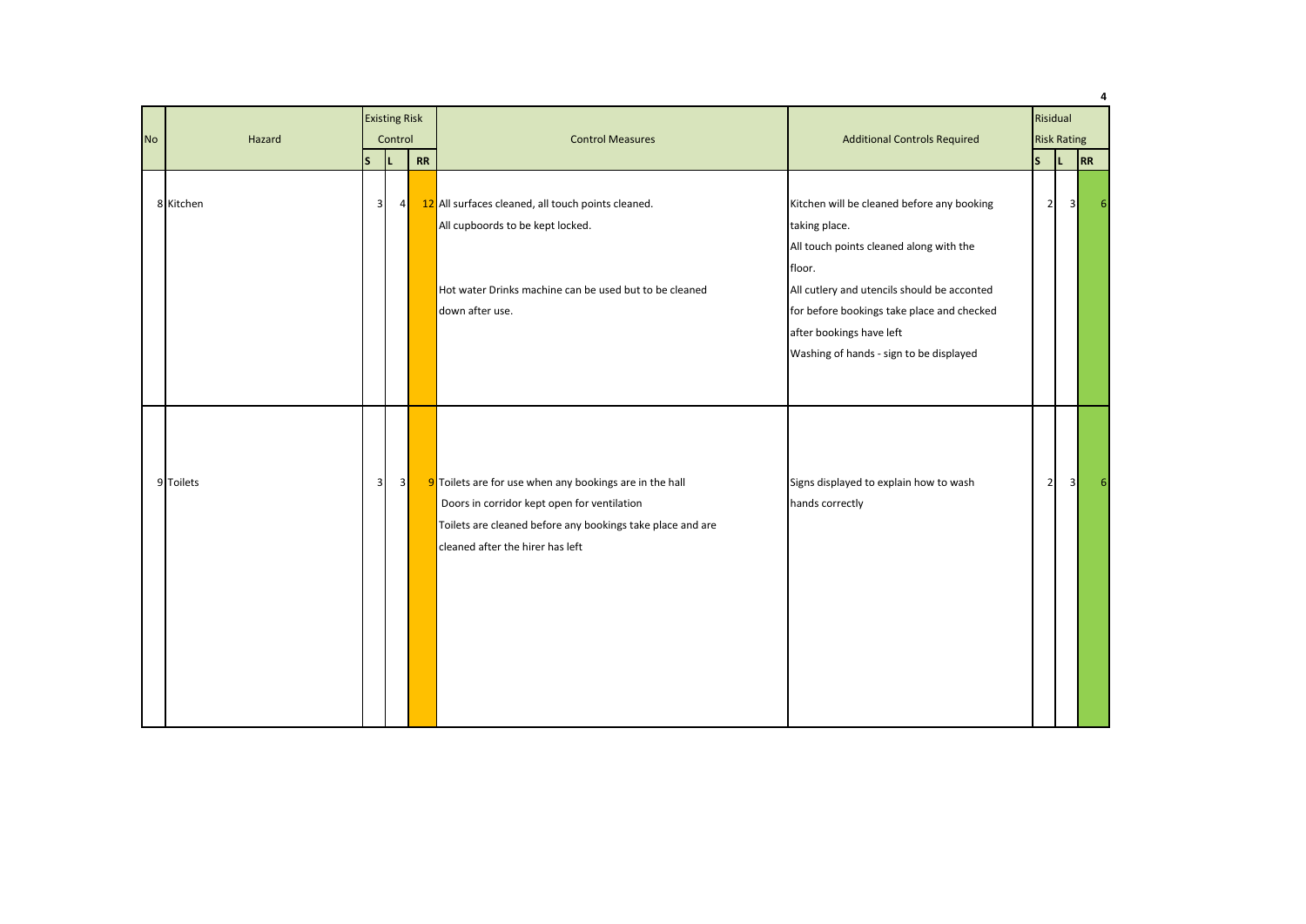| No | Hazard | Existing Risk Control | | | Control Measures | Additional Controls Required | Risidual Risk Rating | | |
|---|---|---|---|---|---|---|---|---|---|
| | | S | L | RR | | | S | L | RR |
| 8 | Kitchen | 3 | 4 | 12 | All surfaces cleaned, all touch points cleaned.<br>All cupboords to be kept locked.<br><br>Hot water Drinks machine can be used but to be cleaned down after use. | Kitchen will be cleaned before any booking taking place.<br>All touch points cleaned along with the floor.<br>All cutlery and utencils should be acconted for before bookings take place and checked after bookings have left<br>Washing of hands - sign to be displayed | 2 | 3 | 6 |
| 9 | Toilets | 3 | 3 | 9 | Toilets are for use when any bookings are in the hall<br>Doors in corridor kept open for ventilation<br>Toilets are cleaned before any bookings take place and are cleaned after the hirer has left | Signs displayed to explain how to wash hands correctly | 2 | 3 | 6 |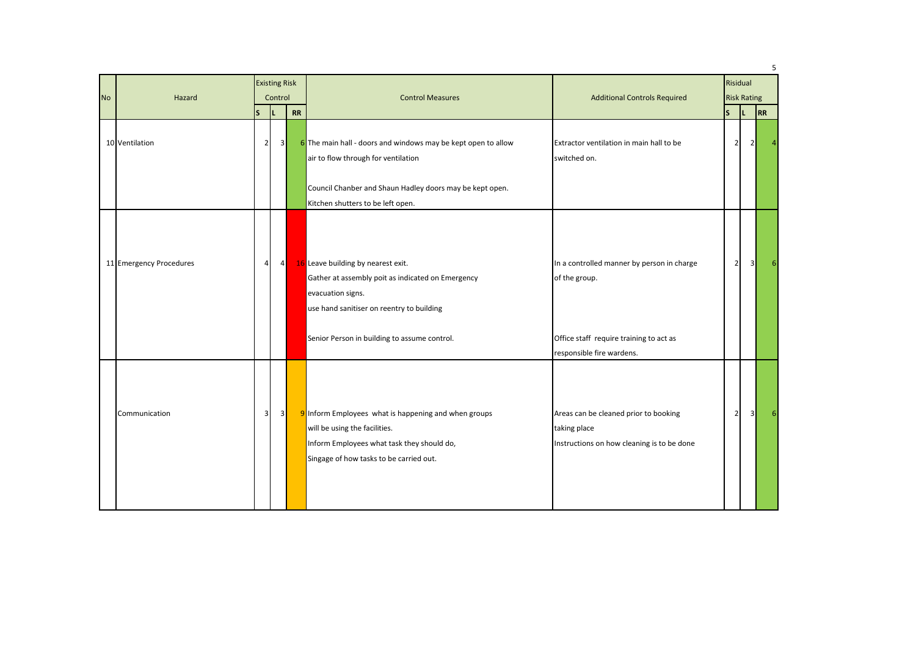| No | Hazard | Existing Risk Control | | | Control Measures | Additional Controls Required | Risidual Risk Rating | | |
|---|---|---|---|---|---|---|---|---|---|
| | | S | L | RR | | | S | L | RR |
| 10 | Ventilation | 2 | 3 | 6 | The main hall - doors and windows may be kept open to allow air to flow through for ventilation<br><br>Council Chanber and Shaun Hadley doors may be kept open.<br>Kitchen shutters to be left open. | Extractor ventilation in main hall to be switched on. | 2 | 2 | 4 |
| 11 | Emergency Procedures | 4 | 4 | 16 | Leave building by nearest exit.<br>Gather at assembly poit as indicated on Emergency evacuation signs.<br>use hand sanitiser on reentry to building<br><br>Senior Person in building to assume control. | In a controlled manner by person in charge of the group.<br><br>Office staff require training to act as responsible fire wardens. | 2 | 3 | 6 |
| | Communication | 3 | 3 | 9 | Inform Employees what is happening and when groups will be using the facilities.<br>Inform Employees what task they should do,<br>Singage of how tasks to be carried out. | Areas can be cleaned prior to booking taking place<br>Instructions on how cleaning is to be done | 2 | 3 | 6 |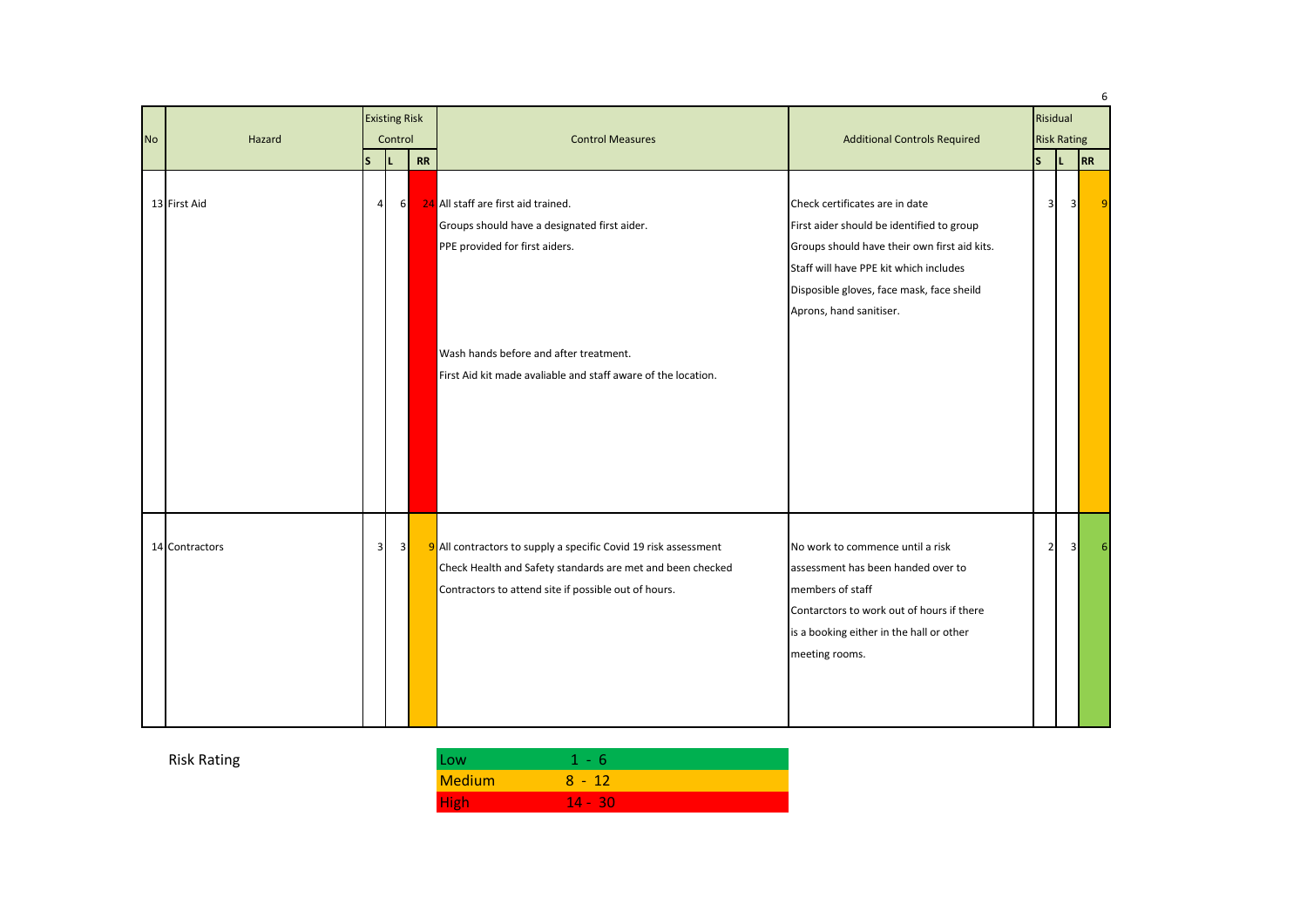| No | Hazard | Existing Risk Control | | | Control Measures | Additional Controls Required | Risidual Risk Rating | | |
|---|---|---|---|---|---|---|---|---|---|
| | | S | L | RR | | | S | L | RR |
| 13 | First Aid | 4 | 6 | 24 | All staff are first aid trained.<br>Groups should have a designated first aider.<br>PPE provided for first aiders.<br><br>Wash hands before and after treatment.<br>First Aid kit made avaliable and staff aware of the location. | Check certificates are in date<br>First aider should be identified to group<br>Groups should have their own first aid kits.<br>Staff will have PPE kit which includes<br>Disposible gloves, face mask, face sheild<br>Aprons, hand sanitiser. | 3 | 3 | 9 |
| 14 | Contractors | 3 | 3 | 9 | All contractors to supply a specific Covid 19 risk assessment<br>Check Health and Safety standards are met and been checked<br>Contractors to attend site if possible out of hours. | No work to commence until a risk assessment has been handed over to members of staff<br>Contarctors to work out of hours if there is a booking either in the hall or other meeting rooms. | 2 | 3 | 6 |

Risk Rating

| | |
|---|---|
| Low | 1 - 6 |
| Medium | 8 - 12 |
| High | 14 - 30 |